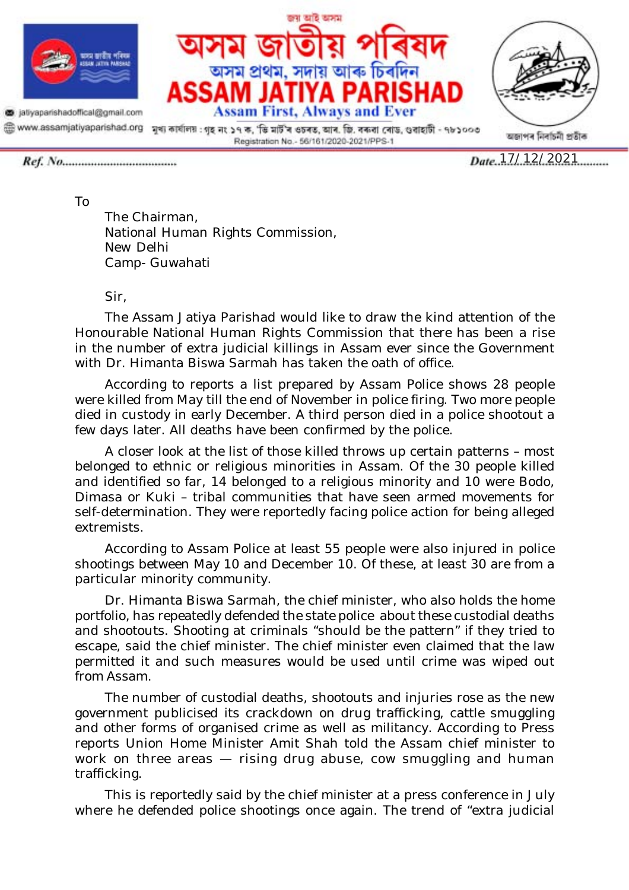জয় আই অসম

# অসম জাতীয় পৰিষদ

অসম প্ৰথম, সদায় আৰু চিৰদিন

# ASSAM JATIYA PARISHAD

**Assam First, Always and Ever**

jatiyaparishadoffical@gmail.com
www.assamjatiyaparishad.org

মুখ্য কাৰ্যালয় : গৃহ নং ১৭ ক, 'ডি মাৰ্ট'ৰ ওচৰত, আৰ. জি. বৰুৱা ৰোড, গুৱাহাটী - ৭৮১০০৩

Registration No.- 56/161/2020-2021/PPS-1

অজাপৰ নিৰ্বাচনী প্ৰতীক

*Ref. No.*......................................

*Date*..17/12/2021.........

To

The Chairman,
National Human Rights Commission,
New Delhi
Camp- Guwahati

Sir,

The Assam Jatiya Parishad would like to draw the kind attention of the Honourable National Human Rights Commission that there has been a rise in the number of extra judicial killings in Assam ever since the Government with Dr. Himanta Biswa Sarmah has taken the oath of office.

According to reports a list prepared by Assam Police shows 28 people were killed from May till the end of November in police firing. Two more people died in custody in early December. A third person died in a police shootout a few days later. All deaths have been confirmed by the police.

A closer look at the list of those killed throws up certain patterns – most belonged to ethnic or religious minorities in Assam. Of the 30 people killed and identified so far, 14 belonged to a religious minority and 10 were Bodo, Dimasa or Kuki – tribal communities that have seen armed movements for self-determination. They were reportedly facing police action for being alleged extremists.

According to Assam Police at least 55 people were also injured in police shootings between May 10 and December 10. Of these, at least 30 are from a particular minority community.

Dr. Himanta Biswa Sarmah, the chief minister, who also holds the home portfolio, has repeatedly defended the state police about these custodial deaths and shootouts. Shooting at criminals "should be the pattern" if they tried to escape, said the chief minister. The chief minister even claimed that the law permitted it and such measures would be used until crime was wiped out from Assam.

The number of custodial deaths, shootouts and injuries rose as the new government publicised its crackdown on drug trafficking, cattle smuggling and other forms of organised crime as well as militancy. According to Press reports Union Home Minister Amit Shah told the Assam chief minister to work on three areas — rising drug abuse, cow smuggling and human trafficking.

This is reportedly said by the chief minister at a press conference in July where he defended police shootings once again. The trend of "extra judicial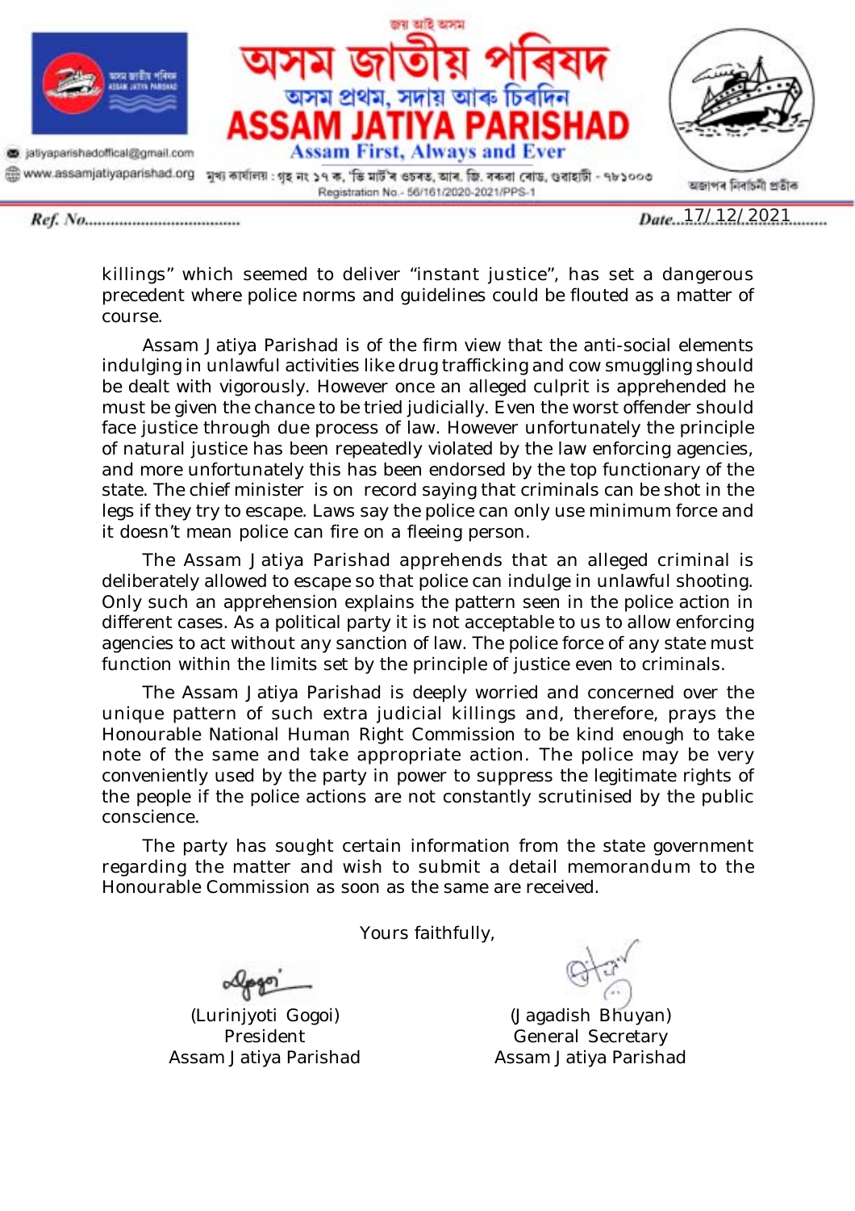জয় আই অসম

# অসম জাতীয় পৰিষদ

অসম প্ৰথম, সদায় আৰু চিৰদিন

# ASSAM JATIYA PARISHAD

**Assam First, Always and Ever**

jatiyaparishadoffical@gmail.com

www.assamjatiyaparishad.org

মুখ্য কাৰ্যালয় : গৃহ নং ১৭ ক, 'ভি মাৰ্টৰ ওচৰত, আৰ. জি. বৰুৱা ৰোড, গুৱাহাটী - ৭৮১০০৩

Registration No.- 56/161/2020-2021/PPS-1

অজাপৰ নিৰ্বাচনী প্ৰতীক

*Ref. No.....................................*

*Date*...17/12/2021........

killings" which seemed to deliver "instant justice", has set a dangerous precedent where police norms and guidelines could be flouted as a matter of course.

Assam Jatiya Parishad is of the firm view that the anti-social elements indulging in unlawful activities like drug trafficking and cow smuggling should be dealt with vigorously. However once an alleged culprit is apprehended he must be given the chance to be tried judicially. Even the worst offender should face justice through due process of law. However unfortunately the principle of natural justice has been repeatedly violated by the law enforcing agencies, and more unfortunately this has been endorsed by the top functionary of the state. The chief minister is on record saying that criminals can be shot in the legs if they try to escape. Laws say the police can only use minimum force and it doesn't mean police can fire on a fleeing person.

The Assam Jatiya Parishad apprehends that an alleged criminal is deliberately allowed to escape so that police can indulge in unlawful shooting. Only such an apprehension explains the pattern seen in the police action in different cases. As a political party it is not acceptable to us to allow enforcing agencies to act without any sanction of law. The police force of any state must function within the limits set by the principle of justice even to criminals.

The Assam Jatiya Parishad is deeply worried and concerned over the unique pattern of such extra judicial killings and, therefore, prays the Honourable National Human Right Commission to be kind enough to take note of the same and take appropriate action. The police may be very conveniently used by the party in power to suppress the legitimate rights of the people if the police actions are not constantly scrutinised by the public conscience.

The party has sought certain information from the state government regarding the matter and wish to submit a detail memorandum to the Honourable Commission as soon as the same are received.

Yours faithfully,

(Lurinjyoti Gogoi)
President
Assam Jatiya Parishad

(Jagadish Bhuyan)
General Secretary
Assam Jatiya Parishad